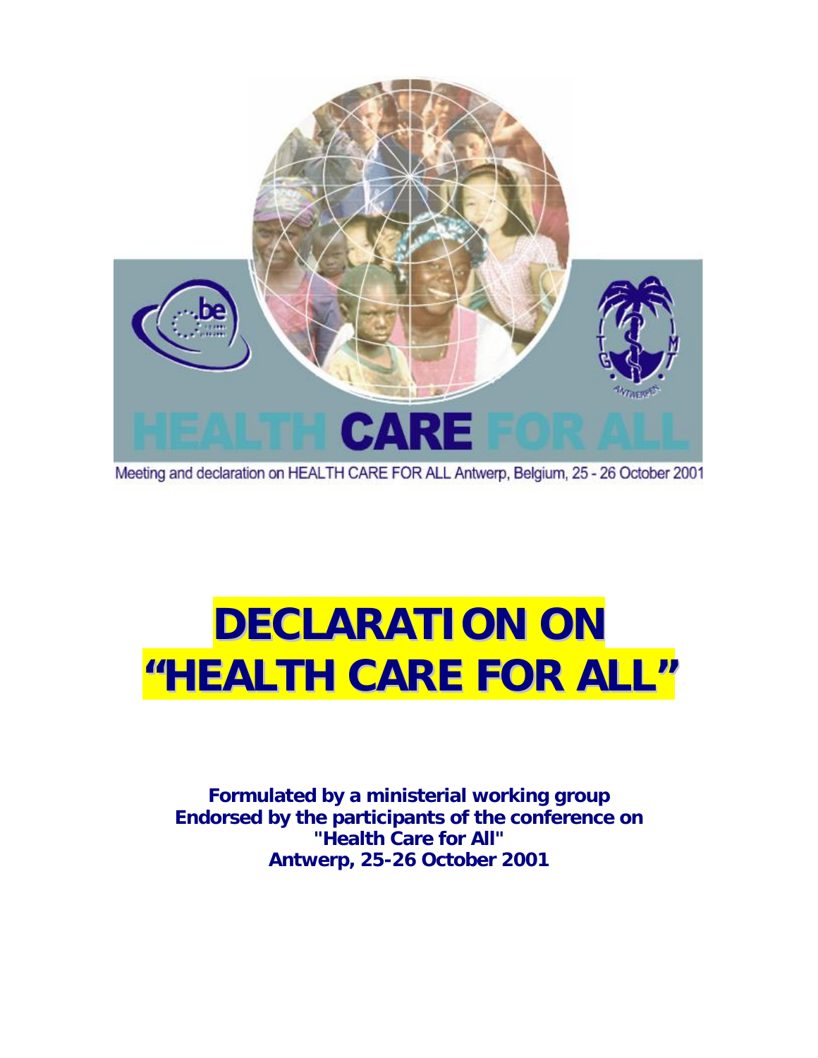HEALTH CARE FOR ALL

Meeting and declaration on HEALTH CARE FOR ALL Antwerp, Belgium, 25 - 26 October 2001

# DECLARATION ON "HEALTH CARE FOR ALL"

**Formulated by a ministerial working group**
**Endorsed by the participants of the conference on "Health Care for All"**
**Antwerp, 25-26 October 2001**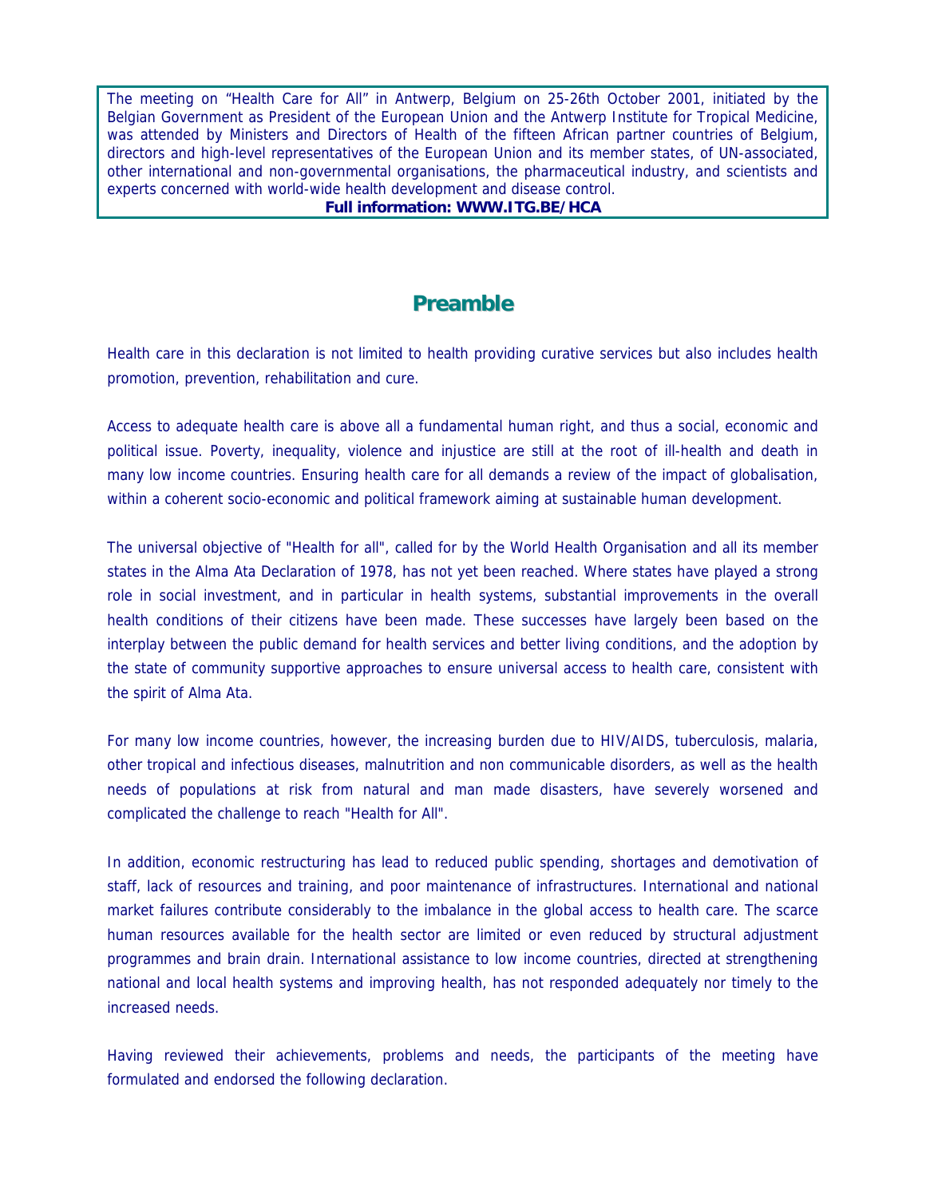The meeting on "Health Care for All" in Antwerp, Belgium on 25-26th October 2001, initiated by the Belgian Government as President of the European Union and the Antwerp Institute for Tropical Medicine, was attended by Ministers and Directors of Health of the fifteen African partner countries of Belgium, directors and high-level representatives of the European Union and its member states, of UN-associated, other international and non-governmental organisations, the pharmaceutical industry, and scientists and experts concerned with world-wide health development and disease control.

**Full information: WWW.ITG.BE/HCA**

## Preamble

Health care in this declaration is not limited to health providing curative services but also includes health promotion, prevention, rehabilitation and cure.

Access to adequate health care is above all a fundamental human right, and thus a social, economic and political issue. Poverty, inequality, violence and injustice are still at the root of ill-health and death in many low income countries. Ensuring health care for all demands a review of the impact of globalisation, within a coherent socio-economic and political framework aiming at sustainable human development.

The universal objective of "Health for all", called for by the World Health Organisation and all its member states in the Alma Ata Declaration of 1978, has not yet been reached. Where states have played a strong role in social investment, and in particular in health systems, substantial improvements in the overall health conditions of their citizens have been made. These successes have largely been based on the interplay between the public demand for health services and better living conditions, and the adoption by the state of community supportive approaches to ensure universal access to health care, consistent with the spirit of Alma Ata.

For many low income countries, however, the increasing burden due to HIV/AIDS, tuberculosis, malaria, other tropical and infectious diseases, malnutrition and non communicable disorders, as well as the health needs of populations at risk from natural and man made disasters, have severely worsened and complicated the challenge to reach "Health for All".

In addition, economic restructuring has lead to reduced public spending, shortages and demotivation of staff, lack of resources and training, and poor maintenance of infrastructures. International and national market failures contribute considerably to the imbalance in the global access to health care. The scarce human resources available for the health sector are limited or even reduced by structural adjustment programmes and brain drain. International assistance to low income countries, directed at strengthening national and local health systems and improving health, has not responded adequately nor timely to the increased needs.

Having reviewed their achievements, problems and needs, the participants of the meeting have formulated and endorsed the following declaration.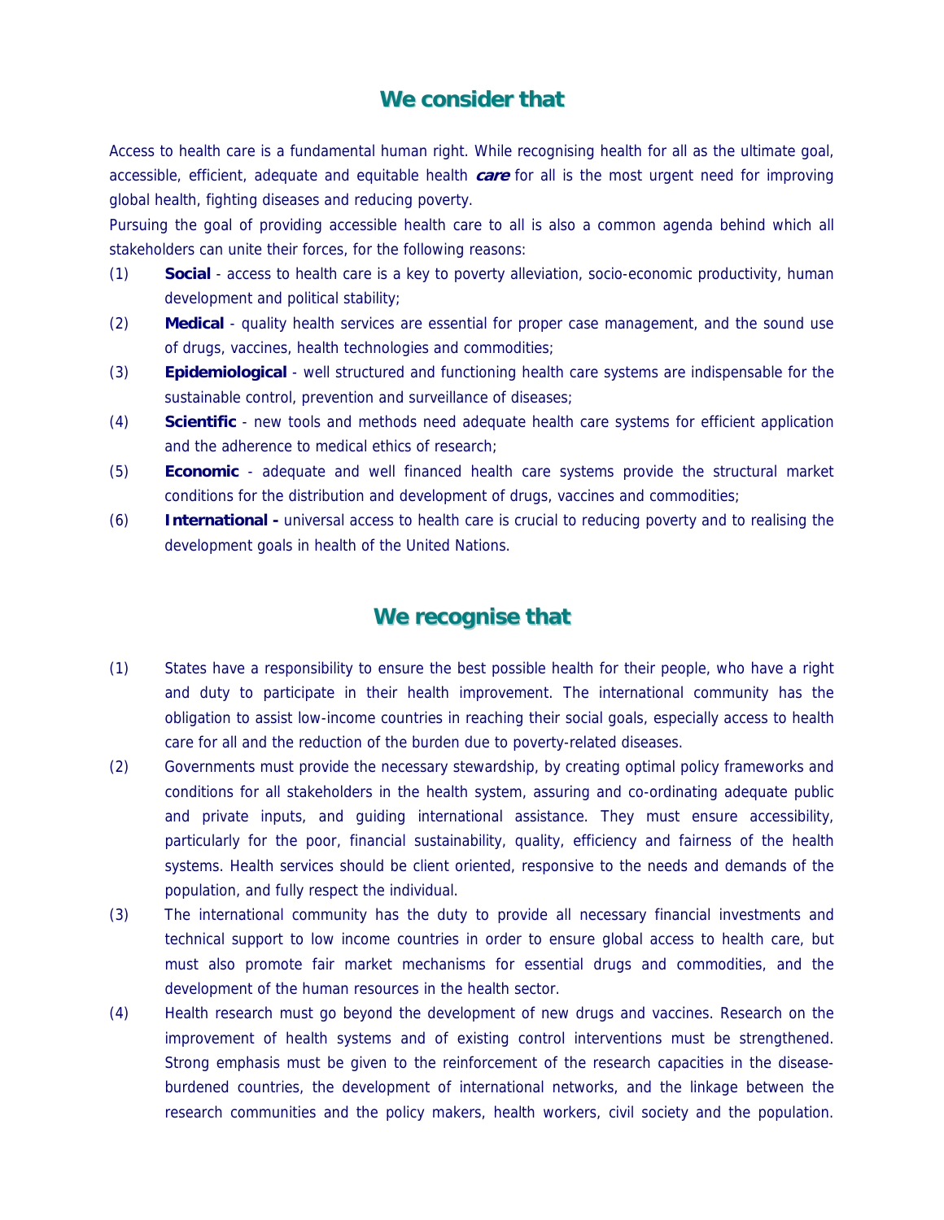## We consider that

Access to health care is a fundamental human right. While recognising health for all as the ultimate goal, accessible, efficient, adequate and equitable health ***care*** for all is the most urgent need for improving global health, fighting diseases and reducing poverty.

Pursuing the goal of providing accessible health care to all is also a common agenda behind which all stakeholders can unite their forces, for the following reasons:

(1) **Social** - access to health care is a key to poverty alleviation, socio-economic productivity, human development and political stability;

(2) **Medical** - quality health services are essential for proper case management, and the sound use of drugs, vaccines, health technologies and commodities;

(3) **Epidemiological** - well structured and functioning health care systems are indispensable for the sustainable control, prevention and surveillance of diseases;

(4) **Scientific** - new tools and methods need adequate health care systems for efficient application and the adherence to medical ethics of research;

(5) **Economic** - adequate and well financed health care systems provide the structural market conditions for the distribution and development of drugs, vaccines and commodities;

(6) **International -** universal access to health care is crucial to reducing poverty and to realising the development goals in health of the United Nations.

## We recognise that

(1) States have a responsibility to ensure the best possible health for their people, who have a right and duty to participate in their health improvement. The international community has the obligation to assist low-income countries in reaching their social goals, especially access to health care for all and the reduction of the burden due to poverty-related diseases.

(2) Governments must provide the necessary stewardship, by creating optimal policy frameworks and conditions for all stakeholders in the health system, assuring and co-ordinating adequate public and private inputs, and guiding international assistance. They must ensure accessibility, particularly for the poor, financial sustainability, quality, efficiency and fairness of the health systems. Health services should be client oriented, responsive to the needs and demands of the population, and fully respect the individual.

(3) The international community has the duty to provide all necessary financial investments and technical support to low income countries in order to ensure global access to health care, but must also promote fair market mechanisms for essential drugs and commodities, and the development of the human resources in the health sector.

(4) Health research must go beyond the development of new drugs and vaccines. Research on the improvement of health systems and of existing control interventions must be strengthened. Strong emphasis must be given to the reinforcement of the research capacities in the disease-burdened countries, the development of international networks, and the linkage between the research communities and the policy makers, health workers, civil society and the population.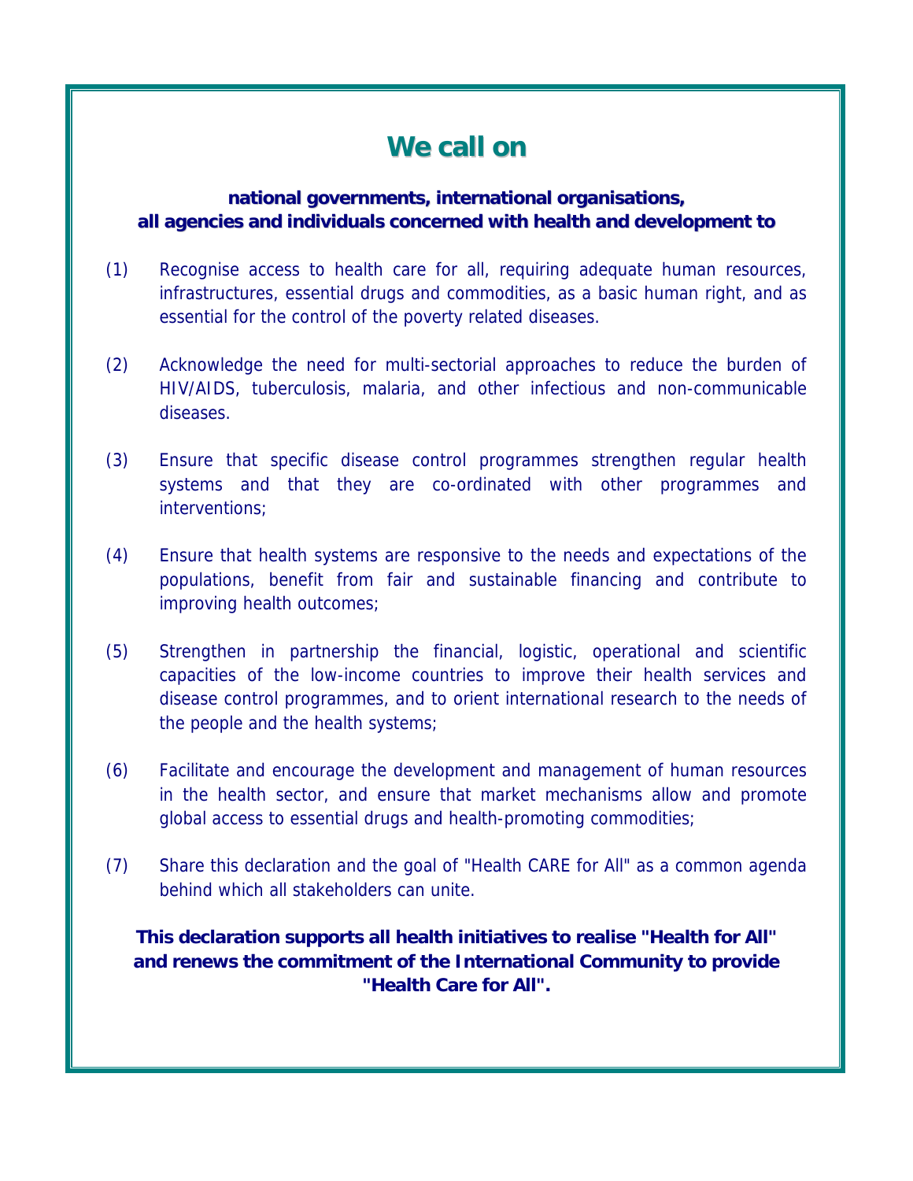# We call on

**national governments, international organisations, all agencies and individuals concerned with health and development to**

(1) Recognise access to health care for all, requiring adequate human resources, infrastructures, essential drugs and commodities, as a basic human right, and as essential for the control of the poverty related diseases.

(2) Acknowledge the need for multi-sectorial approaches to reduce the burden of HIV/AIDS, tuberculosis, malaria, and other infectious and non-communicable diseases.

(3) Ensure that specific disease control programmes strengthen regular health systems and that they are co-ordinated with other programmes and interventions;

(4) Ensure that health systems are responsive to the needs and expectations of the populations, benefit from fair and sustainable financing and contribute to improving health outcomes;

(5) Strengthen in partnership the financial, logistic, operational and scientific capacities of the low-income countries to improve their health services and disease control programmes, and to orient international research to the needs of the people and the health systems;

(6) Facilitate and encourage the development and management of human resources in the health sector, and ensure that market mechanisms allow and promote global access to essential drugs and health-promoting commodities;

(7) Share this declaration and the goal of "Health CARE for All" as a common agenda behind which all stakeholders can unite.

**This declaration supports all health initiatives to realise "Health for All" and renews the commitment of the International Community to provide "Health Care for All".**